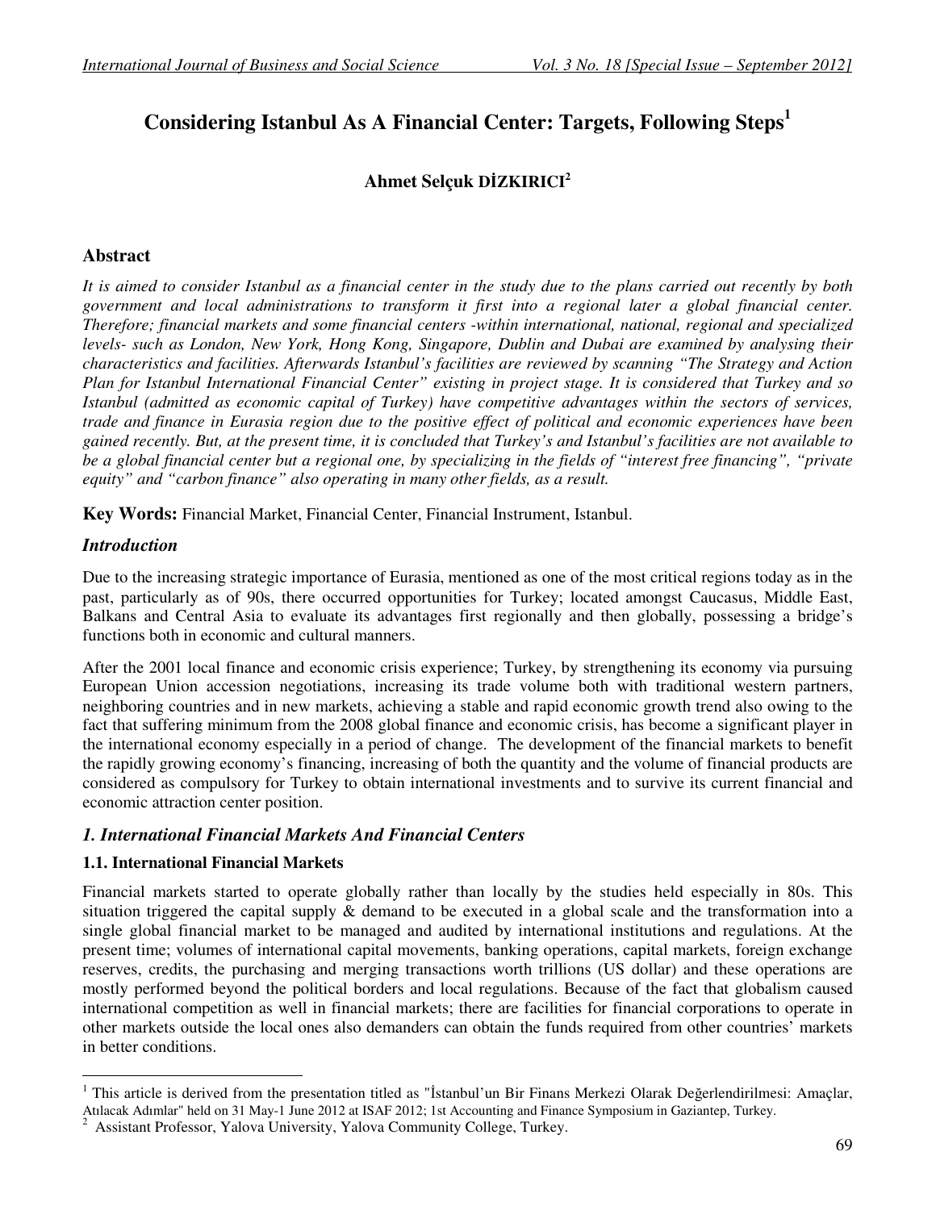# Considering Istanbul As A Financial Center: Targets, Following Steps[1]

**Ahmet Selçuk DİZKIRICI[2]**

## Abstract

*It is aimed to consider Istanbul as a financial center in the study due to the plans carried out recently by both government and local administrations to transform it first into a regional later a global financial center. Therefore; financial markets and some financial centers -within international, national, regional and specialized levels- such as London, New York, Hong Kong, Singapore, Dublin and Dubai are examined by analysing their characteristics and facilities. Afterwards Istanbul's facilities are reviewed by scanning "The Strategy and Action Plan for Istanbul International Financial Center" existing in project stage. It is considered that Turkey and so Istanbul (admitted as economic capital of Turkey) have competitive advantages within the sectors of services, trade and finance in Eurasia region due to the positive effect of political and economic experiences have been gained recently. But, at the present time, it is concluded that Turkey's and Istanbul's facilities are not available to be a global financial center but a regional one, by specializing in the fields of "interest free financing", "private equity" and "carbon finance" also operating in many other fields, as a result.*

**Key Words:** Financial Market, Financial Center, Financial Instrument, Istanbul.

## *Introduction*

Due to the increasing strategic importance of Eurasia, mentioned as one of the most critical regions today as in the past, particularly as of 90s, there occurred opportunities for Turkey; located amongst Caucasus, Middle East, Balkans and Central Asia to evaluate its advantages first regionally and then globally, possessing a bridge's functions both in economic and cultural manners.

After the 2001 local finance and economic crisis experience; Turkey, by strengthening its economy via pursuing European Union accession negotiations, increasing its trade volume both with traditional western partners, neighboring countries and in new markets, achieving a stable and rapid economic growth trend also owing to the fact that suffering minimum from the 2008 global finance and economic crisis, has become a significant player in the international economy especially in a period of change. The development of the financial markets to benefit the rapidly growing economy's financing, increasing of both the quantity and the volume of financial products are considered as compulsory for Turkey to obtain international investments and to survive its current financial and economic attraction center position.

## *1. International Financial Markets And Financial Centers*

### 1.1. International Financial Markets

Financial markets started to operate globally rather than locally by the studies held especially in 80s. This situation triggered the capital supply & demand to be executed in a global scale and the transformation into a single global financial market to be managed and audited by international institutions and regulations. At the present time; volumes of international capital movements, banking operations, capital markets, foreign exchange reserves, credits, the purchasing and merging transactions worth trillions (US dollar) and these operations are mostly performed beyond the political borders and local regulations. Because of the fact that globalism caused international competition as well in financial markets; there are facilities for financial corporations to operate in other markets outside the local ones also demanders can obtain the funds required from other countries' markets in better conditions.

---

[1] This article is derived from the presentation titled as "İstanbul'un Bir Finans Merkezi Olarak Değerlendirilmesi: Amaçlar, Atılacak Adımlar" held on 31 May-1 June 2012 at ISAF 2012; 1st Accounting and Finance Symposium in Gaziantep, Turkey.

[2] Assistant Professor, Yalova University, Yalova Community College, Turkey.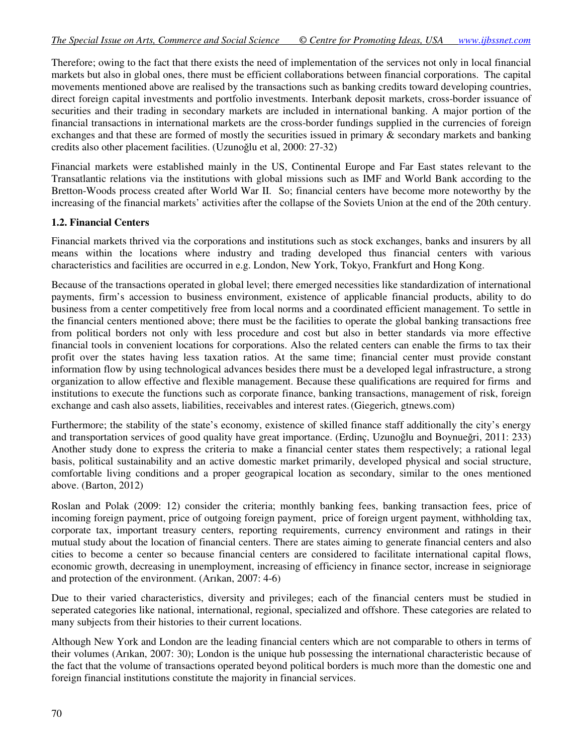Therefore; owing to the fact that there exists the need of implementation of the services not only in local financial markets but also in global ones, there must be efficient collaborations between financial corporations. The capital movements mentioned above are realised by the transactions such as banking credits toward developing countries, direct foreign capital investments and portfolio investments. Interbank deposit markets, cross-border issuance of securities and their trading in secondary markets are included in international banking. A major portion of the financial transactions in international markets are the cross-border fundings supplied in the currencies of foreign exchanges and that these are formed of mostly the securities issued in primary & secondary markets and banking credits also other placement facilities. (Uzunoğlu et al, 2000: 27-32)

Financial markets were established mainly in the US, Continental Europe and Far East states relevant to the Transatlantic relations via the institutions with global missions such as IMF and World Bank according to the Bretton-Woods process created after World War II. So; financial centers have become more noteworthy by the increasing of the financial markets' activities after the collapse of the Soviets Union at the end of the 20th century.

### 1.2. Financial Centers

Financial markets thrived via the corporations and institutions such as stock exchanges, banks and insurers by all means within the locations where industry and trading developed thus financial centers with various characteristics and facilities are occurred in e.g. London, New York, Tokyo, Frankfurt and Hong Kong.

Because of the transactions operated in global level; there emerged necessities like standardization of international payments, firm's accession to business environment, existence of applicable financial products, ability to do business from a center competitively free from local norms and a coordinated efficient management. To settle in the financial centers mentioned above; there must be the facilities to operate the global banking transactions free from political borders not only with less procedure and cost but also in better standards via more effective financial tools in convenient locations for corporations. Also the related centers can enable the firms to tax their profit over the states having less taxation ratios. At the same time; financial center must provide constant information flow by using technological advances besides there must be a developed legal infrastructure, a strong organization to allow effective and flexible management. Because these qualifications are required for firms and institutions to execute the functions such as corporate finance, banking transactions, management of risk, foreign exchange and cash also assets, liabilities, receivables and interest rates. (Giegerich, gtnews.com)

Furthermore; the stability of the state's economy, existence of skilled finance staff additionally the city's energy and transportation services of good quality have great importance. (Erdinç, Uzunoğlu and Boynueğri, 2011: 233) Another study done to express the criteria to make a financial center states them respectively; a rational legal basis, political sustainability and an active domestic market primarily, developed physical and social structure, comfortable living conditions and a proper geograpical location as secondary, similar to the ones mentioned above. (Barton, 2012)

Roslan and Polak (2009: 12) consider the criteria; monthly banking fees, banking transaction fees, price of incoming foreign payment, price of outgoing foreign payment, price of foreign urgent payment, withholding tax, corporate tax, important treasury centers, reporting requirements, currency environment and ratings in their mutual study about the location of financial centers. There are states aiming to generate financial centers and also cities to become a center so because financial centers are considered to facilitate international capital flows, economic growth, decreasing in unemployment, increasing of efficiency in finance sector, increase in seigniorage and protection of the environment. (Arıkan, 2007: 4-6)

Due to their varied characteristics, diversity and privileges; each of the financial centers must be studied in seperated categories like national, international, regional, specialized and offshore. These categories are related to many subjects from their histories to their current locations.

Although New York and London are the leading financial centers which are not comparable to others in terms of their volumes (Arıkan, 2007: 30); London is the unique hub possessing the international characteristic because of the fact that the volume of transactions operated beyond political borders is much more than the domestic one and foreign financial institutions constitute the majority in financial services.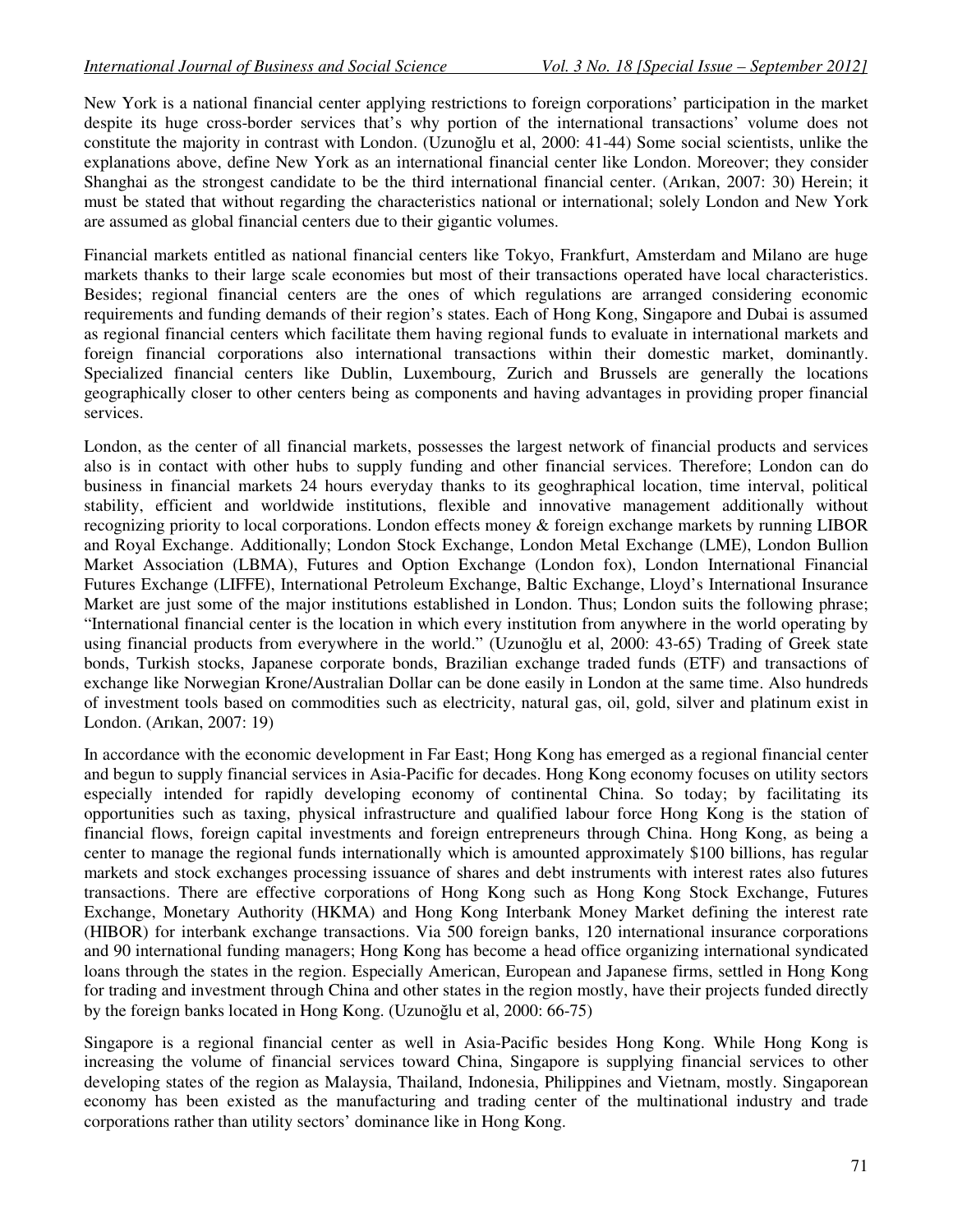New York is a national financial center applying restrictions to foreign corporations' participation in the market despite its huge cross-border services that's why portion of the international transactions' volume does not constitute the majority in contrast with London. (Uzunoğlu et al, 2000: 41-44) Some social scientists, unlike the explanations above, define New York as an international financial center like London. Moreover; they consider Shanghai as the strongest candidate to be the third international financial center. (Arıkan, 2007: 30) Herein; it must be stated that without regarding the characteristics national or international; solely London and New York are assumed as global financial centers due to their gigantic volumes.

Financial markets entitled as national financial centers like Tokyo, Frankfurt, Amsterdam and Milano are huge markets thanks to their large scale economies but most of their transactions operated have local characteristics. Besides; regional financial centers are the ones of which regulations are arranged considering economic requirements and funding demands of their region's states. Each of Hong Kong, Singapore and Dubai is assumed as regional financial centers which facilitate them having regional funds to evaluate in international markets and foreign financial corporations also international transactions within their domestic market, dominantly. Specialized financial centers like Dublin, Luxembourg, Zurich and Brussels are generally the locations geographically closer to other centers being as components and having advantages in providing proper financial services.

London, as the center of all financial markets, possesses the largest network of financial products and services also is in contact with other hubs to supply funding and other financial services. Therefore; London can do business in financial markets 24 hours everyday thanks to its geoghraphical location, time interval, political stability, efficient and worldwide institutions, flexible and innovative management additionally without recognizing priority to local corporations. London effects money & foreign exchange markets by running LIBOR and Royal Exchange. Additionally; London Stock Exchange, London Metal Exchange (LME), London Bullion Market Association (LBMA), Futures and Option Exchange (London fox), London International Financial Futures Exchange (LIFFE), International Petroleum Exchange, Baltic Exchange, Lloyd's International Insurance Market are just some of the major institutions established in London. Thus; London suits the following phrase; "International financial center is the location in which every institution from anywhere in the world operating by using financial products from everywhere in the world." (Uzunoğlu et al, 2000: 43-65) Trading of Greek state bonds, Turkish stocks, Japanese corporate bonds, Brazilian exchange traded funds (ETF) and transactions of exchange like Norwegian Krone/Australian Dollar can be done easily in London at the same time. Also hundreds of investment tools based on commodities such as electricity, natural gas, oil, gold, silver and platinum exist in London. (Arıkan, 2007: 19)

In accordance with the economic development in Far East; Hong Kong has emerged as a regional financial center and begun to supply financial services in Asia-Pacific for decades. Hong Kong economy focuses on utility sectors especially intended for rapidly developing economy of continental China. So today; by facilitating its opportunities such as taxing, physical infrastructure and qualified labour force Hong Kong is the station of financial flows, foreign capital investments and foreign entrepreneurs through China. Hong Kong, as being a center to manage the regional funds internationally which is amounted approximately $100 billions, has regular markets and stock exchanges processing issuance of shares and debt instruments with interest rates also futures transactions. There are effective corporations of Hong Kong such as Hong Kong Stock Exchange, Futures Exchange, Monetary Authority (HKMA) and Hong Kong Interbank Money Market defining the interest rate (HIBOR) for interbank exchange transactions. Via 500 foreign banks, 120 international insurance corporations and 90 international funding managers; Hong Kong has become a head office organizing international syndicated loans through the states in the region. Especially American, European and Japanese firms, settled in Hong Kong for trading and investment through China and other states in the region mostly, have their projects funded directly by the foreign banks located in Hong Kong. (Uzunoğlu et al, 2000: 66-75)

Singapore is a regional financial center as well in Asia-Pacific besides Hong Kong. While Hong Kong is increasing the volume of financial services toward China, Singapore is supplying financial services to other developing states of the region as Malaysia, Thailand, Indonesia, Philippines and Vietnam, mostly. Singaporean economy has been existed as the manufacturing and trading center of the multinational industry and trade corporations rather than utility sectors' dominance like in Hong Kong.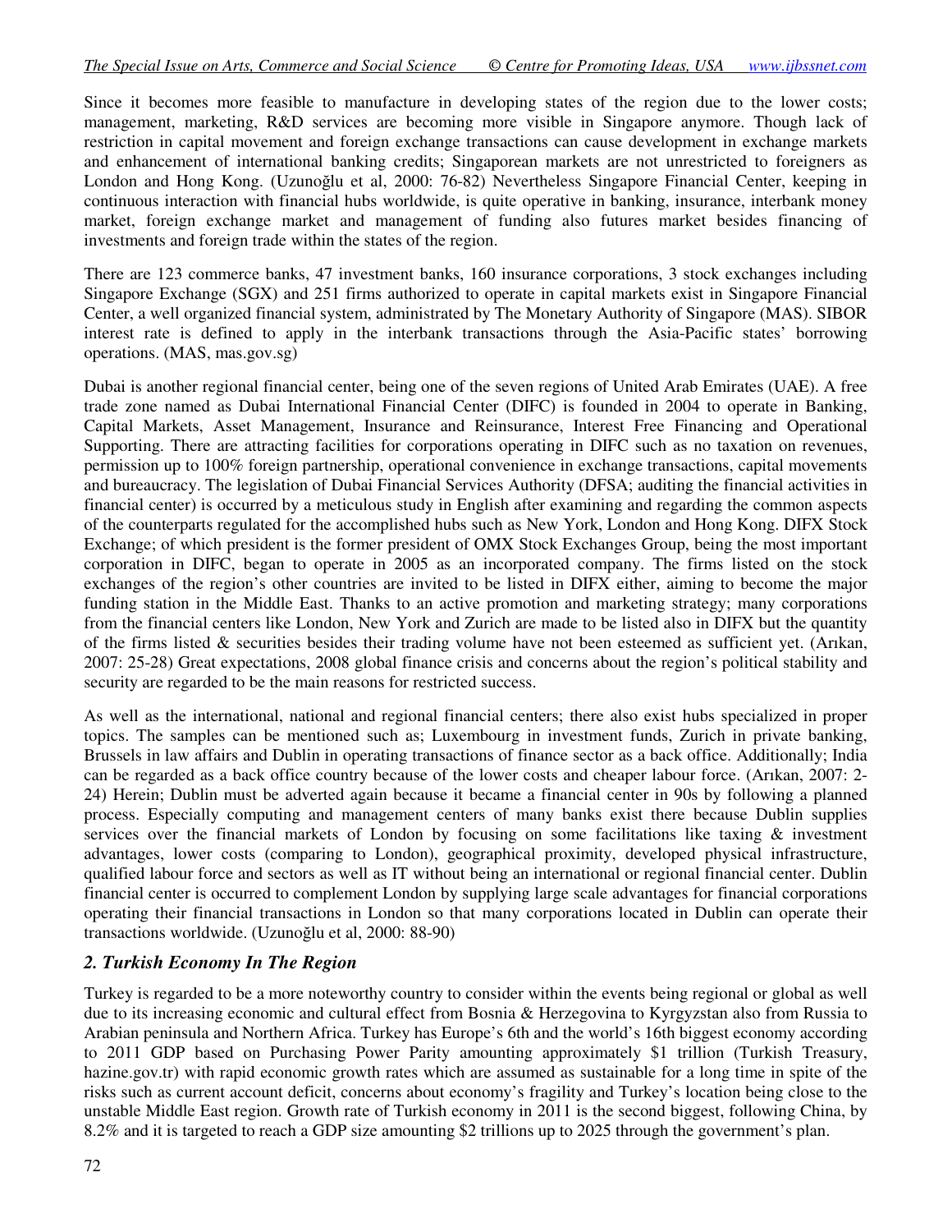Since it becomes more feasible to manufacture in developing states of the region due to the lower costs; management, marketing, R&D services are becoming more visible in Singapore anymore. Though lack of restriction in capital movement and foreign exchange transactions can cause development in exchange markets and enhancement of international banking credits; Singaporean markets are not unrestricted to foreigners as London and Hong Kong. (Uzunoğlu et al, 2000: 76-82) Nevertheless Singapore Financial Center, keeping in continuous interaction with financial hubs worldwide, is quite operative in banking, insurance, interbank money market, foreign exchange market and management of funding also futures market besides financing of investments and foreign trade within the states of the region.

There are 123 commerce banks, 47 investment banks, 160 insurance corporations, 3 stock exchanges including Singapore Exchange (SGX) and 251 firms authorized to operate in capital markets exist in Singapore Financial Center, a well organized financial system, administrated by The Monetary Authority of Singapore (MAS). SIBOR interest rate is defined to apply in the interbank transactions through the Asia-Pacific states' borrowing operations. (MAS, mas.gov.sg)

Dubai is another regional financial center, being one of the seven regions of United Arab Emirates (UAE). A free trade zone named as Dubai International Financial Center (DIFC) is founded in 2004 to operate in Banking, Capital Markets, Asset Management, Insurance and Reinsurance, Interest Free Financing and Operational Supporting. There are attracting facilities for corporations operating in DIFC such as no taxation on revenues, permission up to 100% foreign partnership, operational convenience in exchange transactions, capital movements and bureaucracy. The legislation of Dubai Financial Services Authority (DFSA; auditing the financial activities in financial center) is occurred by a meticulous study in English after examining and regarding the common aspects of the counterparts regulated for the accomplished hubs such as New York, London and Hong Kong. DIFX Stock Exchange; of which president is the former president of OMX Stock Exchanges Group, being the most important corporation in DIFC, began to operate in 2005 as an incorporated company. The firms listed on the stock exchanges of the region's other countries are invited to be listed in DIFX either, aiming to become the major funding station in the Middle East. Thanks to an active promotion and marketing strategy; many corporations from the financial centers like London, New York and Zurich are made to be listed also in DIFX but the quantity of the firms listed & securities besides their trading volume have not been esteemed as sufficient yet. (Arıkan, 2007: 25-28) Great expectations, 2008 global finance crisis and concerns about the region's political stability and security are regarded to be the main reasons for restricted success.

As well as the international, national and regional financial centers; there also exist hubs specialized in proper topics. The samples can be mentioned such as; Luxembourg in investment funds, Zurich in private banking, Brussels in law affairs and Dublin in operating transactions of finance sector as a back office. Additionally; India can be regarded as a back office country because of the lower costs and cheaper labour force. (Arıkan, 2007: 2-24) Herein; Dublin must be adverted again because it became a financial center in 90s by following a planned process. Especially computing and management centers of many banks exist there because Dublin supplies services over the financial markets of London by focusing on some facilitations like taxing & investment advantages, lower costs (comparing to London), geographical proximity, developed physical infrastructure, qualified labour force and sectors as well as IT without being an international or regional financial center. Dublin financial center is occurred to complement London by supplying large scale advantages for financial corporations operating their financial transactions in London so that many corporations located in Dublin can operate their transactions worldwide. (Uzunoğlu et al, 2000: 88-90)

## *2. Turkish Economy In The Region*

Turkey is regarded to be a more noteworthy country to consider within the events being regional or global as well due to its increasing economic and cultural effect from Bosnia & Herzegovina to Kyrgyzstan also from Russia to Arabian peninsula and Northern Africa. Turkey has Europe's 6th and the world's 16th biggest economy according to 2011 GDP based on Purchasing Power Parity amounting approximately $1 trillion (Turkish Treasury, hazine.gov.tr) with rapid economic growth rates which are assumed as sustainable for a long time in spite of the risks such as current account deficit, concerns about economy's fragility and Turkey's location being close to the unstable Middle East region. Growth rate of Turkish economy in 2011 is the second biggest, following China, by 8.2% and it is targeted to reach a GDP size amounting $2 trillions up to 2025 through the government's plan.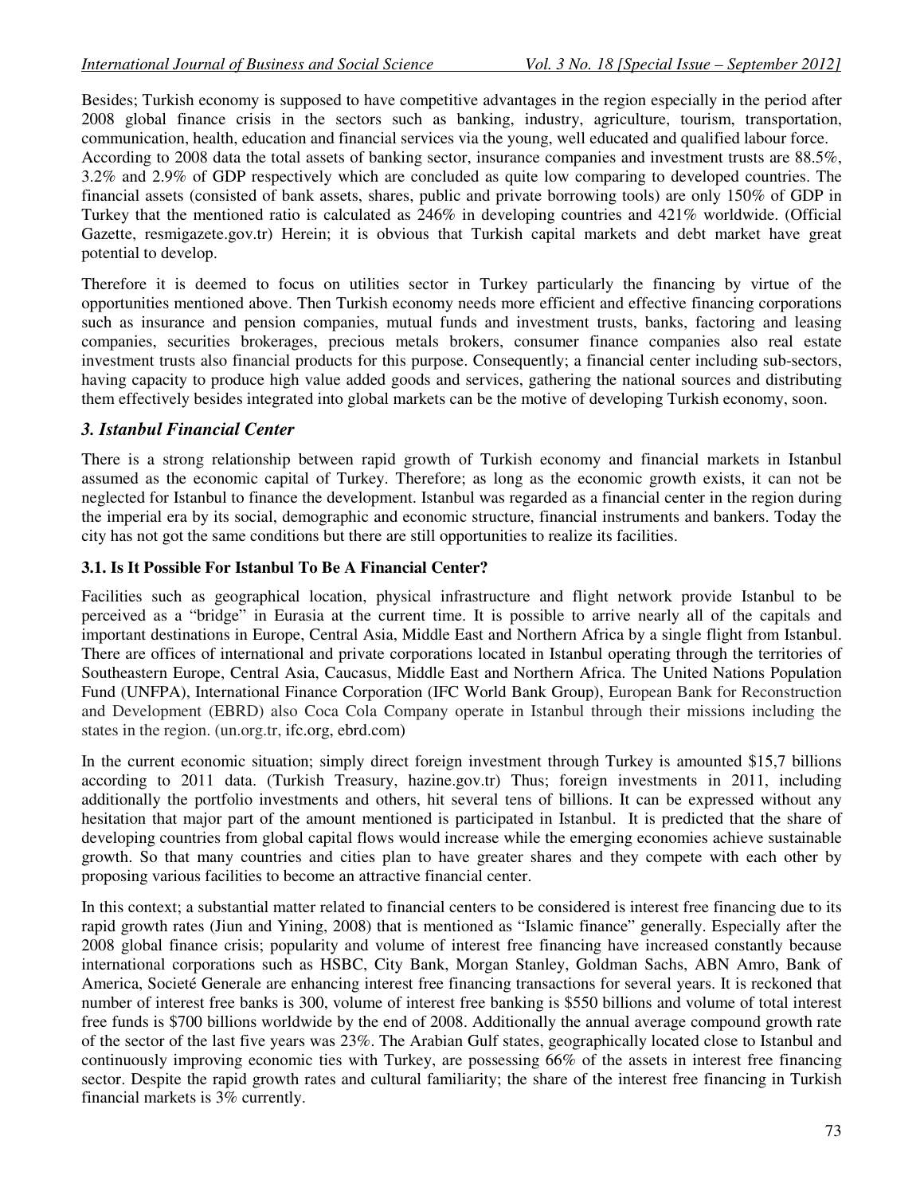Besides; Turkish economy is supposed to have competitive advantages in the region especially in the period after 2008 global finance crisis in the sectors such as banking, industry, agriculture, tourism, transportation, communication, health, education and financial services via the young, well educated and qualified labour force. According to 2008 data the total assets of banking sector, insurance companies and investment trusts are 88.5%, 3.2% and 2.9% of GDP respectively which are concluded as quite low comparing to developed countries. The financial assets (consisted of bank assets, shares, public and private borrowing tools) are only 150% of GDP in Turkey that the mentioned ratio is calculated as 246% in developing countries and 421% worldwide. (Official Gazette, resmigazete.gov.tr) Herein; it is obvious that Turkish capital markets and debt market have great potential to develop.

Therefore it is deemed to focus on utilities sector in Turkey particularly the financing by virtue of the opportunities mentioned above. Then Turkish economy needs more efficient and effective financing corporations such as insurance and pension companies, mutual funds and investment trusts, banks, factoring and leasing companies, securities brokerages, precious metals brokers, consumer finance companies also real estate investment trusts also financial products for this purpose. Consequently; a financial center including sub-sectors, having capacity to produce high value added goods and services, gathering the national sources and distributing them effectively besides integrated into global markets can be the motive of developing Turkish economy, soon.

## *3. Istanbul Financial Center*

There is a strong relationship between rapid growth of Turkish economy and financial markets in Istanbul assumed as the economic capital of Turkey. Therefore; as long as the economic growth exists, it can not be neglected for Istanbul to finance the development. Istanbul was regarded as a financial center in the region during the imperial era by its social, demographic and economic structure, financial instruments and bankers. Today the city has not got the same conditions but there are still opportunities to realize its facilities.

### 3.1. Is It Possible For Istanbul To Be A Financial Center?

Facilities such as geographical location, physical infrastructure and flight network provide Istanbul to be perceived as a "bridge" in Eurasia at the current time. It is possible to arrive nearly all of the capitals and important destinations in Europe, Central Asia, Middle East and Northern Africa by a single flight from Istanbul. There are offices of international and private corporations located in Istanbul operating through the territories of Southeastern Europe, Central Asia, Caucasus, Middle East and Northern Africa. The United Nations Population Fund (UNFPA), International Finance Corporation (IFC World Bank Group), European Bank for Reconstruction and Development (EBRD) also Coca Cola Company operate in Istanbul through their missions including the states in the region. (un.org.tr, ifc.org, ebrd.com)

In the current economic situation; simply direct foreign investment through Turkey is amounted $15,7 billions according to 2011 data. (Turkish Treasury, hazine.gov.tr) Thus; foreign investments in 2011, including additionally the portfolio investments and others, hit several tens of billions. It can be expressed without any hesitation that major part of the amount mentioned is participated in Istanbul. It is predicted that the share of developing countries from global capital flows would increase while the emerging economies achieve sustainable growth. So that many countries and cities plan to have greater shares and they compete with each other by proposing various facilities to become an attractive financial center.

In this context; a substantial matter related to financial centers to be considered is interest free financing due to its rapid growth rates (Jiun and Yining, 2008) that is mentioned as "Islamic finance" generally. Especially after the 2008 global finance crisis; popularity and volume of interest free financing have increased constantly because international corporations such as HSBC, City Bank, Morgan Stanley, Goldman Sachs, ABN Amro, Bank of America, Societé Generale are enhancing interest free financing transactions for several years. It is reckoned that number of interest free banks is 300, volume of interest free banking is $550 billions and volume of total interest free funds is $700 billions worldwide by the end of 2008. Additionally the annual average compound growth rate of the sector of the last five years was 23%. The Arabian Gulf states, geographically located close to Istanbul and continuously improving economic ties with Turkey, are possessing 66% of the assets in interest free financing sector. Despite the rapid growth rates and cultural familiarity; the share of the interest free financing in Turkish financial markets is 3% currently.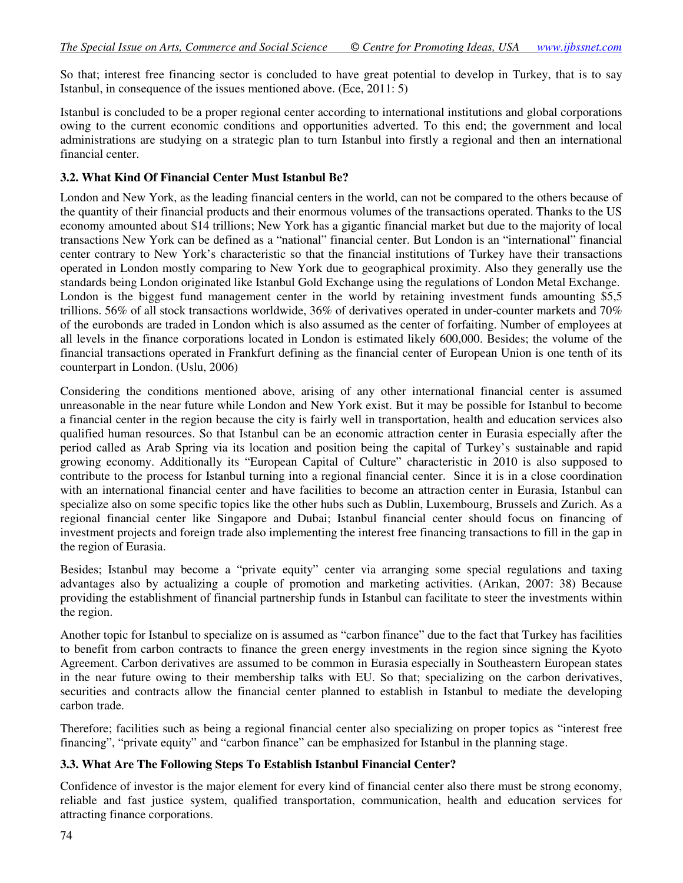So that; interest free financing sector is concluded to have great potential to develop in Turkey, that is to say Istanbul, in consequence of the issues mentioned above. (Ece, 2011: 5)

Istanbul is concluded to be a proper regional center according to international institutions and global corporations owing to the current economic conditions and opportunities adverted. To this end; the government and local administrations are studying on a strategic plan to turn Istanbul into firstly a regional and then an international financial center.

### 3.2. What Kind Of Financial Center Must Istanbul Be?

London and New York, as the leading financial centers in the world, can not be compared to the others because of the quantity of their financial products and their enormous volumes of the transactions operated. Thanks to the US economy amounted about $14 trillions; New York has a gigantic financial market but due to the majority of local transactions New York can be defined as a "national" financial center. But London is an "international" financial center contrary to New York's characteristic so that the financial institutions of Turkey have their transactions operated in London mostly comparing to New York due to geographical proximity. Also they generally use the standards being London originated like Istanbul Gold Exchange using the regulations of London Metal Exchange. London is the biggest fund management center in the world by retaining investment funds amounting $5,5 trillions. 56% of all stock transactions worldwide, 36% of derivatives operated in under-counter markets and 70% of the eurobonds are traded in London which is also assumed as the center of forfaiting. Number of employees at all levels in the finance corporations located in London is estimated likely 600,000. Besides; the volume of the financial transactions operated in Frankfurt defining as the financial center of European Union is one tenth of its counterpart in London. (Uslu, 2006)

Considering the conditions mentioned above, arising of any other international financial center is assumed unreasonable in the near future while London and New York exist. But it may be possible for Istanbul to become a financial center in the region because the city is fairly well in transportation, health and education services also qualified human resources. So that Istanbul can be an economic attraction center in Eurasia especially after the period called as Arab Spring via its location and position being the capital of Turkey's sustainable and rapid growing economy. Additionally its "European Capital of Culture" characteristic in 2010 is also supposed to contribute to the process for Istanbul turning into a regional financial center. Since it is in a close coordination with an international financial center and have facilities to become an attraction center in Eurasia, Istanbul can specialize also on some specific topics like the other hubs such as Dublin, Luxembourg, Brussels and Zurich. As a regional financial center like Singapore and Dubai; Istanbul financial center should focus on financing of investment projects and foreign trade also implementing the interest free financing transactions to fill in the gap in the region of Eurasia.

Besides; Istanbul may become a "private equity" center via arranging some special regulations and taxing advantages also by actualizing a couple of promotion and marketing activities. (Arıkan, 2007: 38) Because providing the establishment of financial partnership funds in Istanbul can facilitate to steer the investments within the region.

Another topic for Istanbul to specialize on is assumed as "carbon finance" due to the fact that Turkey has facilities to benefit from carbon contracts to finance the green energy investments in the region since signing the Kyoto Agreement. Carbon derivatives are assumed to be common in Eurasia especially in Southeastern European states in the near future owing to their membership talks with EU. So that; specializing on the carbon derivatives, securities and contracts allow the financial center planned to establish in Istanbul to mediate the developing carbon trade.

Therefore; facilities such as being a regional financial center also specializing on proper topics as "interest free financing", "private equity" and "carbon finance" can be emphasized for Istanbul in the planning stage.

### 3.3. What Are The Following Steps To Establish Istanbul Financial Center?

Confidence of investor is the major element for every kind of financial center also there must be strong economy, reliable and fast justice system, qualified transportation, communication, health and education services for attracting finance corporations.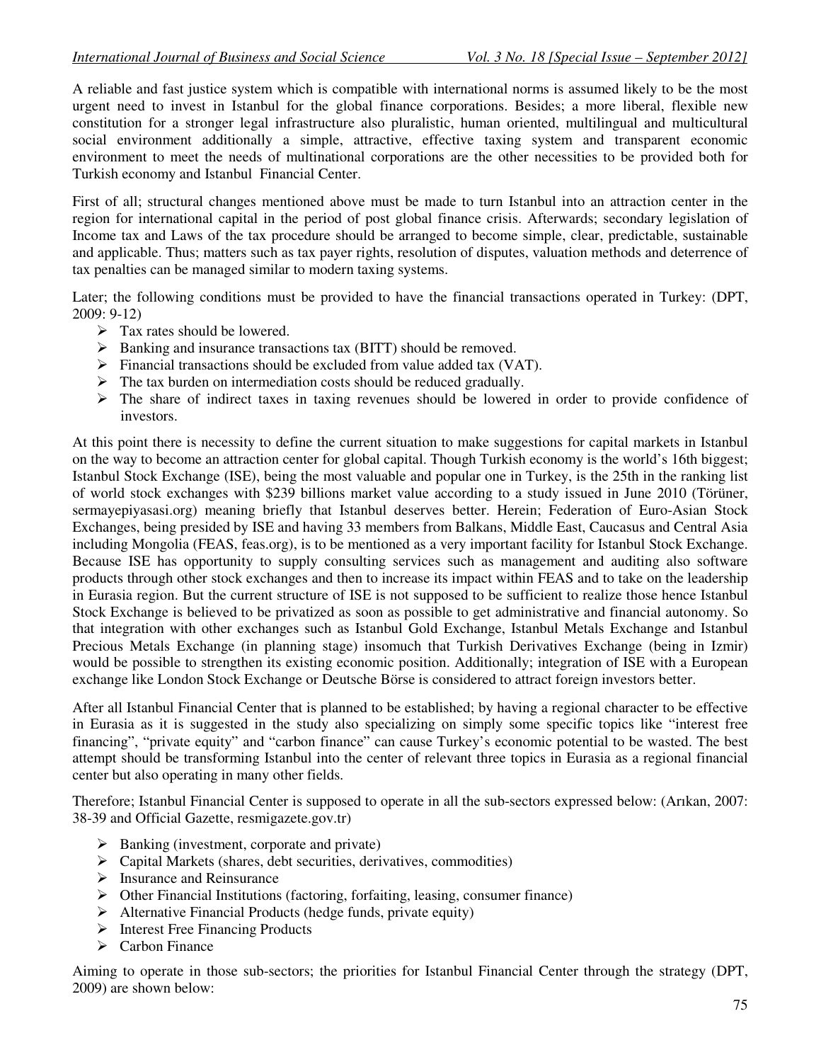A reliable and fast justice system which is compatible with international norms is assumed likely to be the most urgent need to invest in Istanbul for the global finance corporations. Besides; a more liberal, flexible new constitution for a stronger legal infrastructure also pluralistic, human oriented, multilingual and multicultural social environment additionally a simple, attractive, effective taxing system and transparent economic environment to meet the needs of multinational corporations are the other necessities to be provided both for Turkish economy and Istanbul Financial Center.

First of all; structural changes mentioned above must be made to turn Istanbul into an attraction center in the region for international capital in the period of post global finance crisis. Afterwards; secondary legislation of Income tax and Laws of the tax procedure should be arranged to become simple, clear, predictable, sustainable and applicable. Thus; matters such as tax payer rights, resolution of disputes, valuation methods and deterrence of tax penalties can be managed similar to modern taxing systems.

Later; the following conditions must be provided to have the financial transactions operated in Turkey: (DPT, 2009: 9-12)

- Tax rates should be lowered.
- Banking and insurance transactions tax (BITT) should be removed.
- Financial transactions should be excluded from value added tax (VAT).
- The tax burden on intermediation costs should be reduced gradually.
- The share of indirect taxes in taxing revenues should be lowered in order to provide confidence of investors.

At this point there is necessity to define the current situation to make suggestions for capital markets in Istanbul on the way to become an attraction center for global capital. Though Turkish economy is the world's 16th biggest; Istanbul Stock Exchange (ISE), being the most valuable and popular one in Turkey, is the 25th in the ranking list of world stock exchanges with $239 billions market value according to a study issued in June 2010 (Törüner, sermayepiyasasi.org) meaning briefly that Istanbul deserves better. Herein; Federation of Euro-Asian Stock Exchanges, being presided by ISE and having 33 members from Balkans, Middle East, Caucasus and Central Asia including Mongolia (FEAS, feas.org), is to be mentioned as a very important facility for Istanbul Stock Exchange. Because ISE has opportunity to supply consulting services such as management and auditing also software products through other stock exchanges and then to increase its impact within FEAS and to take on the leadership in Eurasia region. But the current structure of ISE is not supposed to be sufficient to realize those hence Istanbul Stock Exchange is believed to be privatized as soon as possible to get administrative and financial autonomy. So that integration with other exchanges such as Istanbul Gold Exchange, Istanbul Metals Exchange and Istanbul Precious Metals Exchange (in planning stage) insomuch that Turkish Derivatives Exchange (being in Izmir) would be possible to strengthen its existing economic position. Additionally; integration of ISE with a European exchange like London Stock Exchange or Deutsche Börse is considered to attract foreign investors better.

After all Istanbul Financial Center that is planned to be established; by having a regional character to be effective in Eurasia as it is suggested in the study also specializing on simply some specific topics like "interest free financing", "private equity" and "carbon finance" can cause Turkey's economic potential to be wasted. The best attempt should be transforming Istanbul into the center of relevant three topics in Eurasia as a regional financial center but also operating in many other fields.

Therefore; Istanbul Financial Center is supposed to operate in all the sub-sectors expressed below: (Arıkan, 2007: 38-39 and Official Gazette, resmigazete.gov.tr)

- Banking (investment, corporate and private)
- Capital Markets (shares, debt securities, derivatives, commodities)
- Insurance and Reinsurance
- Other Financial Institutions (factoring, forfaiting, leasing, consumer finance)
- Alternative Financial Products (hedge funds, private equity)
- Interest Free Financing Products
- Carbon Finance

Aiming to operate in those sub-sectors; the priorities for Istanbul Financial Center through the strategy (DPT, 2009) are shown below: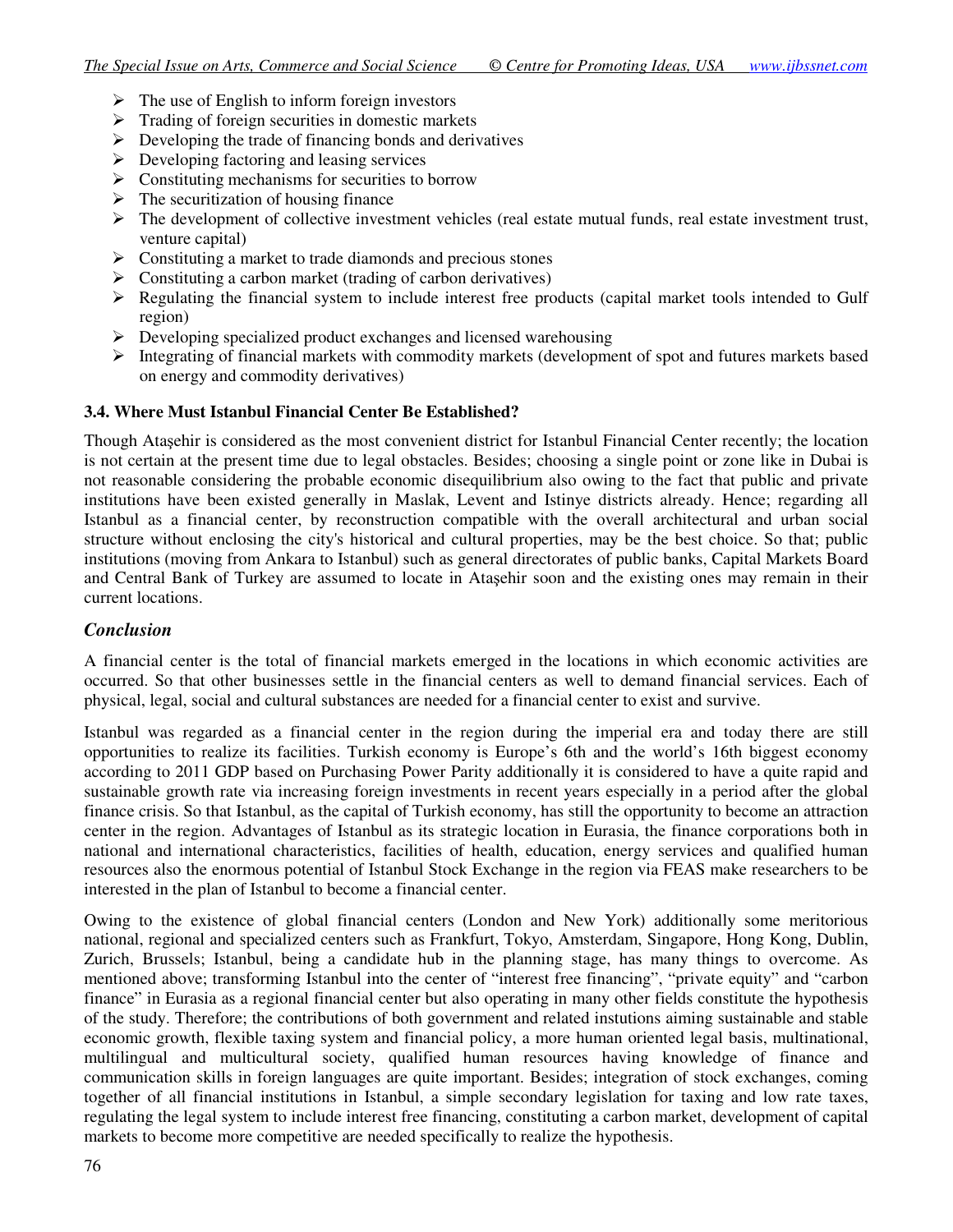- The use of English to inform foreign investors
- Trading of foreign securities in domestic markets
- Developing the trade of financing bonds and derivatives
- Developing factoring and leasing services
- Constituting mechanisms for securities to borrow
- The securitization of housing finance
- The development of collective investment vehicles (real estate mutual funds, real estate investment trust, venture capital)
- Constituting a market to trade diamonds and precious stones
- Constituting a carbon market (trading of carbon derivatives)
- Regulating the financial system to include interest free products (capital market tools intended to Gulf region)
- Developing specialized product exchanges and licensed warehousing
- Integrating of financial markets with commodity markets (development of spot and futures markets based on energy and commodity derivatives)

### 3.4. Where Must Istanbul Financial Center Be Established?

Though Ataşehir is considered as the most convenient district for Istanbul Financial Center recently; the location is not certain at the present time due to legal obstacles. Besides; choosing a single point or zone like in Dubai is not reasonable considering the probable economic disequilibrium also owing to the fact that public and private institutions have been existed generally in Maslak, Levent and Istinye districts already. Hence; regarding all Istanbul as a financial center, by reconstruction compatible with the overall architectural and urban social structure without enclosing the city's historical and cultural properties, may be the best choice. So that; public institutions (moving from Ankara to Istanbul) such as general directorates of public banks, Capital Markets Board and Central Bank of Turkey are assumed to locate in Ataşehir soon and the existing ones may remain in their current locations.

## *Conclusion*

A financial center is the total of financial markets emerged in the locations in which economic activities are occurred. So that other businesses settle in the financial centers as well to demand financial services. Each of physical, legal, social and cultural substances are needed for a financial center to exist and survive.

Istanbul was regarded as a financial center in the region during the imperial era and today there are still opportunities to realize its facilities. Turkish economy is Europe's 6th and the world's 16th biggest economy according to 2011 GDP based on Purchasing Power Parity additionally it is considered to have a quite rapid and sustainable growth rate via increasing foreign investments in recent years especially in a period after the global finance crisis. So that Istanbul, as the capital of Turkish economy, has still the opportunity to become an attraction center in the region. Advantages of Istanbul as its strategic location in Eurasia, the finance corporations both in national and international characteristics, facilities of health, education, energy services and qualified human resources also the enormous potential of Istanbul Stock Exchange in the region via FEAS make researchers to be interested in the plan of Istanbul to become a financial center.

Owing to the existence of global financial centers (London and New York) additionally some meritorious national, regional and specialized centers such as Frankfurt, Tokyo, Amsterdam, Singapore, Hong Kong, Dublin, Zurich, Brussels; Istanbul, being a candidate hub in the planning stage, has many things to overcome. As mentioned above; transforming Istanbul into the center of "interest free financing", "private equity" and "carbon finance" in Eurasia as a regional financial center but also operating in many other fields constitute the hypothesis of the study. Therefore; the contributions of both government and related instutions aiming sustainable and stable economic growth, flexible taxing system and financial policy, a more human oriented legal basis, multinational, multilingual and multicultural society, qualified human resources having knowledge of finance and communication skills in foreign languages are quite important. Besides; integration of stock exchanges, coming together of all financial institutions in Istanbul, a simple secondary legislation for taxing and low rate taxes, regulating the legal system to include interest free financing, constituting a carbon market, development of capital markets to become more competitive are needed specifically to realize the hypothesis.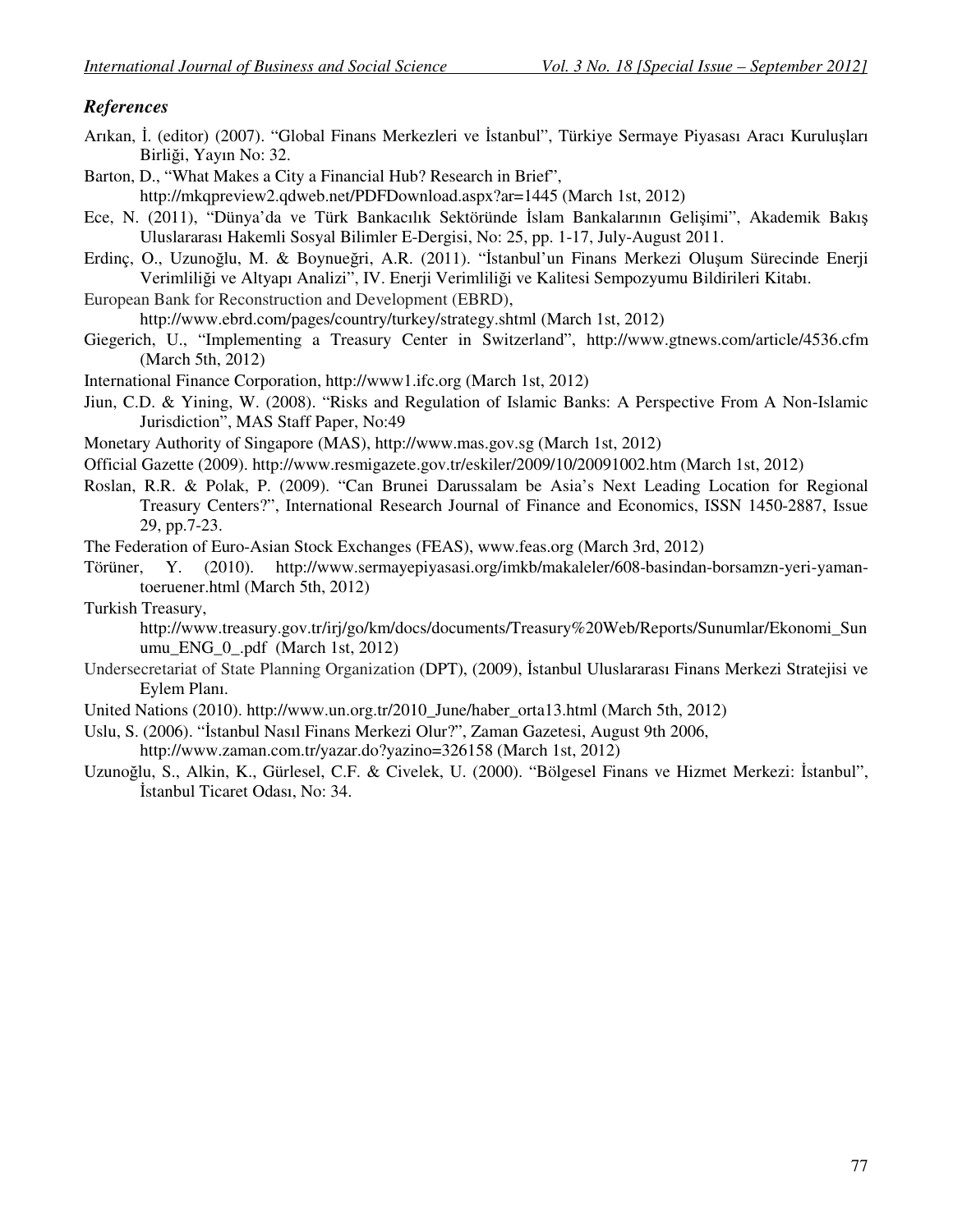## *References*

Arıkan, İ. (editor) (2007). "Global Finans Merkezleri ve İstanbul", Türkiye Sermaye Piyasası Aracı Kuruluşları Birliği, Yayın No: 32.

Barton, D., "What Makes a City a Financial Hub? Research in Brief", http://mkqpreview2.qdweb.net/PDFDownload.aspx?ar=1445 (March 1st, 2012)

Ece, N. (2011), "Dünya'da ve Türk Bankacılık Sektöründe İslam Bankalarının Gelişimi", Akademik Bakış Uluslararası Hakemli Sosyal Bilimler E-Dergisi, No: 25, pp. 1-17, July-August 2011.

Erdinç, O., Uzunoğlu, M. & Boynueğri, A.R. (2011). "İstanbul'un Finans Merkezi Oluşum Sürecinde Enerji Verimliliği ve Altyapı Analizi", IV. Enerji Verimliliği ve Kalitesi Sempozyumu Bildirileri Kitabı.

European Bank for Reconstruction and Development (EBRD), http://www.ebrd.com/pages/country/turkey/strategy.shtml (March 1st, 2012)

Giegerich, U., "Implementing a Treasury Center in Switzerland", http://www.gtnews.com/article/4536.cfm (March 5th, 2012)

International Finance Corporation, http://www1.ifc.org (March 1st, 2012)

Jiun, C.D. & Yining, W. (2008). "Risks and Regulation of Islamic Banks: A Perspective From A Non-Islamic Jurisdiction", MAS Staff Paper, No:49

Monetary Authority of Singapore (MAS), http://www.mas.gov.sg (March 1st, 2012)

Official Gazette (2009). http://www.resmigazete.gov.tr/eskiler/2009/10/20091002.htm (March 1st, 2012)

Roslan, R.R. & Polak, P. (2009). "Can Brunei Darussalam be Asia's Next Leading Location for Regional Treasury Centers?", International Research Journal of Finance and Economics, ISSN 1450-2887, Issue 29, pp.7-23.

The Federation of Euro-Asian Stock Exchanges (FEAS), www.feas.org (March 3rd, 2012)

Törüner, Y. (2010). http://www.sermayepiyasasi.org/imkb/makaleler/608-basindan-borsamzn-yeri-yaman-toeruener.html (March 5th, 2012)

Turkish Treasury, http://www.treasury.gov.tr/irj/go/km/docs/documents/Treasury%20Web/Reports/Sunumlar/Ekonomi_Sunumu_ENG_0_.pdf (March 1st, 2012)

Undersecretariat of State Planning Organization (DPT), (2009), İstanbul Uluslararası Finans Merkezi Stratejisi ve Eylem Planı.

United Nations (2010). http://www.un.org.tr/2010_June/haber_orta13.html (March 5th, 2012)

Uslu, S. (2006). "İstanbul Nasıl Finans Merkezi Olur?", Zaman Gazetesi, August 9th 2006, http://www.zaman.com.tr/yazar.do?yazino=326158 (March 1st, 2012)

Uzunoğlu, S., Alkin, K., Gürlesel, C.F. & Civelek, U. (2000). "Bölgesel Finans ve Hizmet Merkezi: İstanbul", İstanbul Ticaret Odası, No: 34.